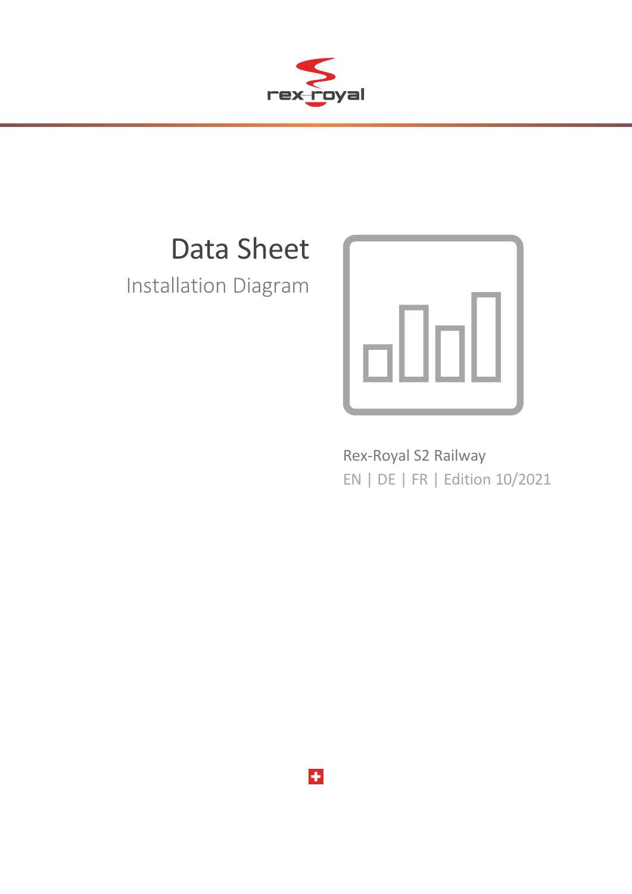rex-royal

# Data Sheet

## Installation Diagram

Rex-Royal S2 Railway

EN | DE | FR | Edition 10/2021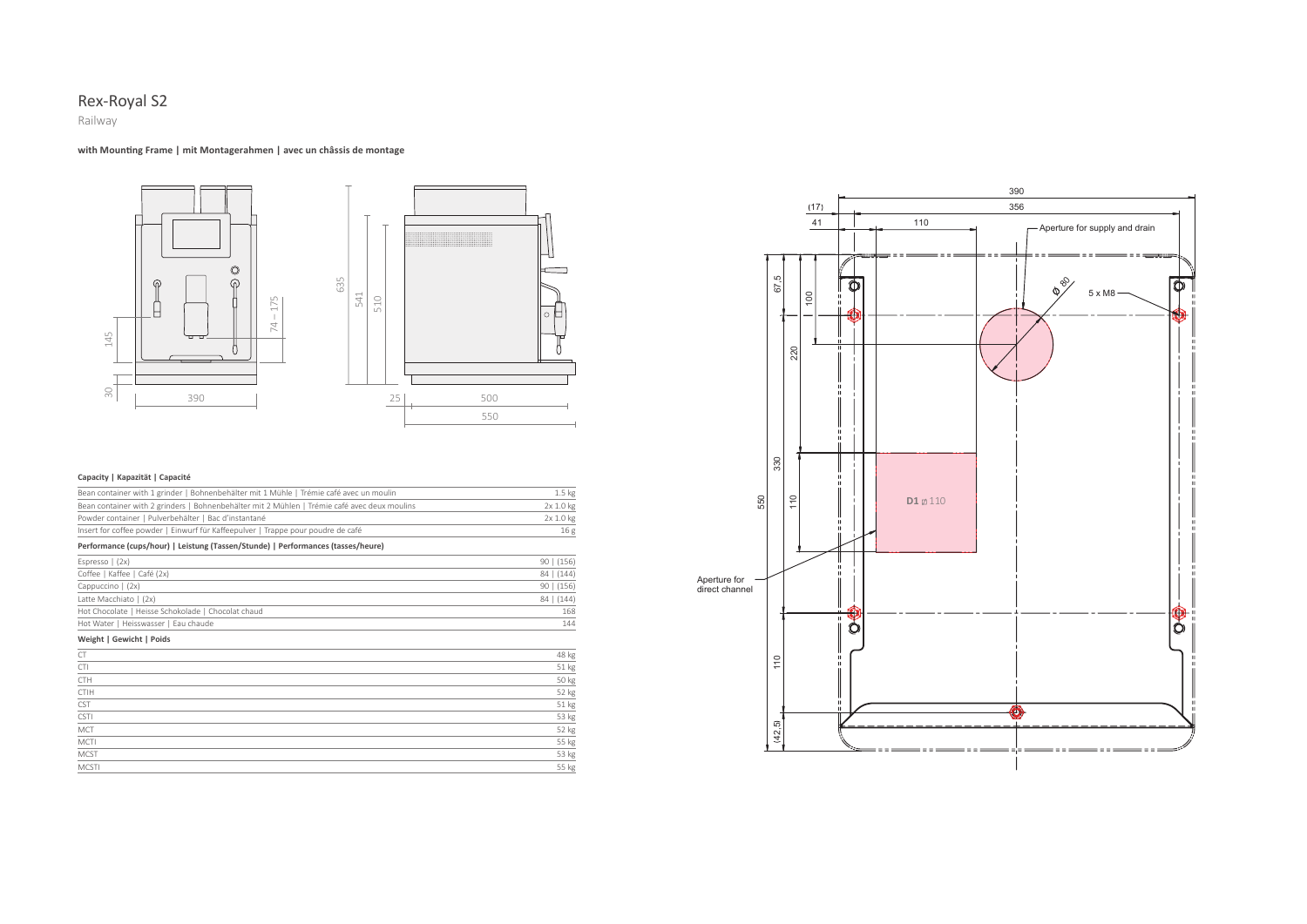# Rex-Royal S2

Railway

**with Mounting Frame | mit Montagerahmen | avec un châssis de montage**

### Capacity | Kapazität | Capacité

| | |
|---|---|
| Bean container with 1 grinder \| Bohnenbehälter mit 1 Mühle \| Trémie café avec un moulin | 1.5 kg |
| Bean container with 2 grinders \| Bohnenbehälter mit 2 Mühlen \| Trémie café avec deux moulins | 2x 1.0 kg |
| Powder container \| Pulverbehälter \| Bac d'instantané | 2x 1.0 kg |
| Insert for coffee powder \| Einwurf für Kaffeepulver \| Trappe pour poudre de café | 16 g |

### Performance (cups/hour) | Leistung (Tassen/Stunde) | Performances (tasses/heure)

| | |
|---|---|
| Espresso \| (2x) | 90 \| (156) |
| Coffee \| Kaffee \| Café (2x) | 84 \| (144) |
| Cappuccino \| (2x) | 90 \| (156) |
| Latte Macchiato \| (2x) | 84 \| (144) |
| Hot Chocolate \| Heisse Schokolade \| Chocolat chaud | 168 |
| Hot Water \| Heisswasser \| Eau chaude | 144 |

### Weight | Gewicht | Poids

| | |
|---|---|
| CT | 48 kg |
| CTI | 51 kg |
| CTH | 50 kg |
| CTIH | 52 kg |
| CST | 51 kg |
| CSTI | 53 kg |
| MCT | 52 kg |
| MCTI | 55 kg |
| MCST | 53 kg |
| MCSTI | 55 kg |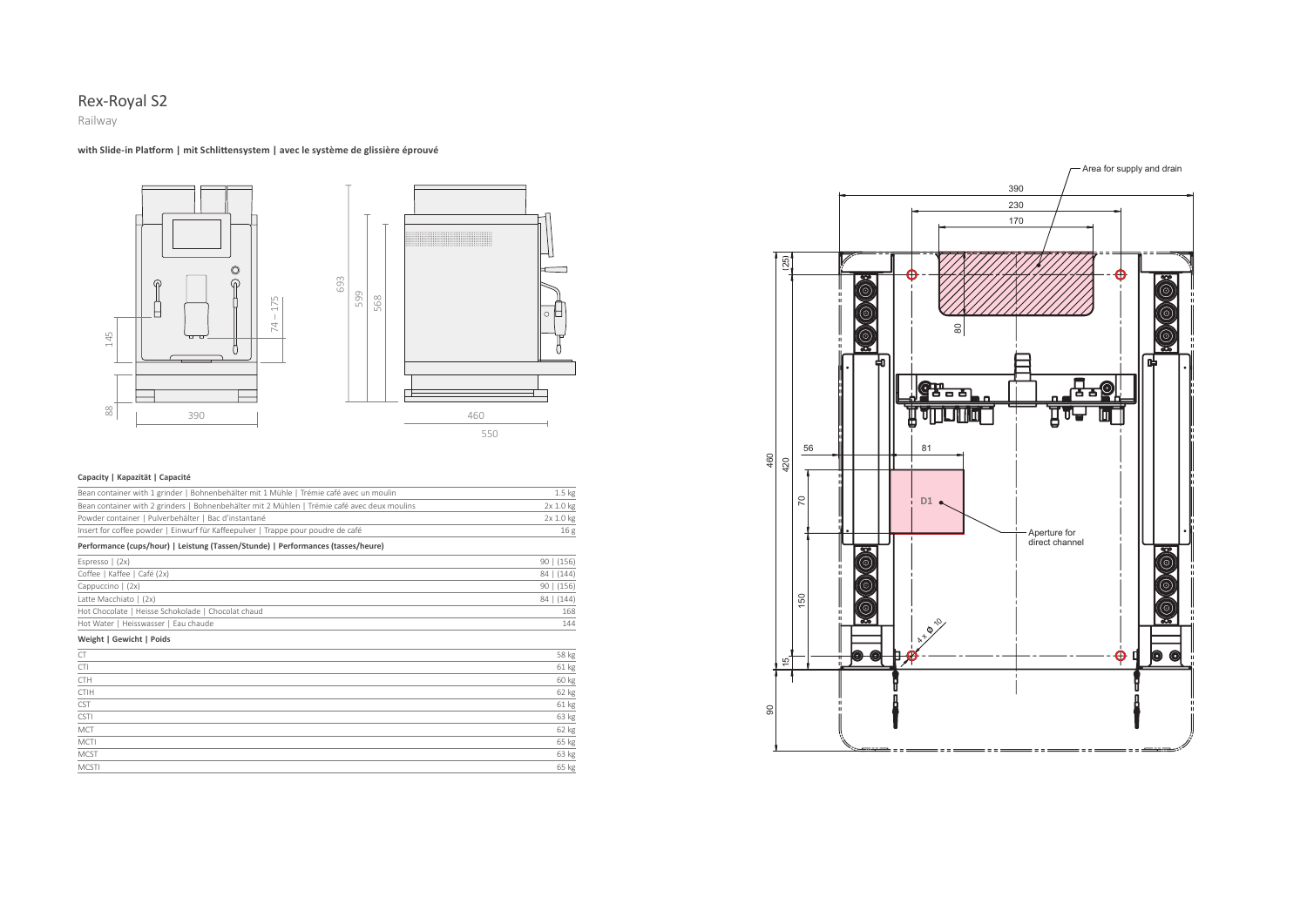# Rex-Royal S2

Railway

**with Slide-in Platform | mit Schlittensystem | avec le système de glissière éprouvé**

**Capacity | Kapazität | Capacité**

| | |
|---|---|
| Bean container with 1 grinder \| Bohnenbehälter mit 1 Mühle \| Trémie café avec un moulin | 1.5 kg |
| Bean container with 2 grinders \| Bohnenbehälter mit 2 Mühlen \| Trémie café avec deux moulins | 2x 1.0 kg |
| Powder container \| Pulverbehälter \| Bac d'instantané | 2x 1.0 kg |
| Insert for coffee powder \| Einwurf für Kaffeepulver \| Trappe pour poudre de café | 16 g |

**Performance (cups/hour) | Leistung (Tassen/Stunde) | Performances (tasses/heure)**

| | |
|---|---|
| Espresso \| (2x) | 90 \| (156) |
| Coffee \| Kaffee \| Café (2x) | 84 \| (144) |
| Cappuccino \| (2x) | 90 \| (156) |
| Latte Macchiato \| (2x) | 84 \| (144) |
| Hot Chocolate \| Heisse Schokolade \| Chocolat chaud | 168 |
| Hot Water \| Heisswasser \| Eau chaude | 144 |

**Weight | Gewicht | Poids**

| | |
|---|---|
| CT | 58 kg |
| CTI | 61 kg |
| CTH | 60 kg |
| CTIH | 62 kg |
| CST | 61 kg |
| CSTI | 63 kg |
| MCT | 62 kg |
| MCTI | 65 kg |
| MCST | 63 kg |
| MCSTI | 65 kg |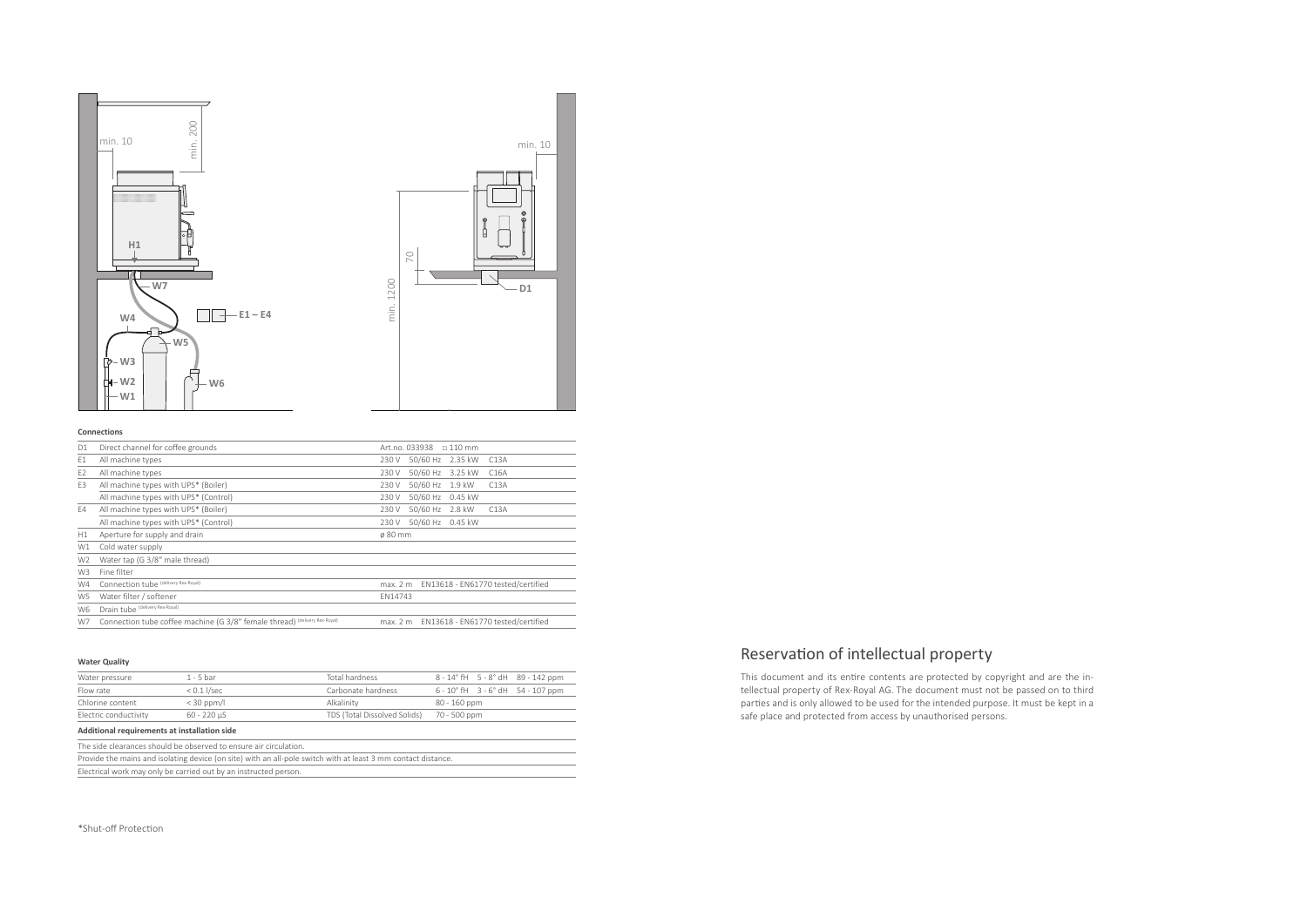min. 10

min. 200

H1

W7

W4

E1 – E4

W5

W3

W2

W1

W6

min. 10

70

min. 1200

D1

**Connections**

| | | | | | | |
|---|---|---|---|---|---|---|
| D1 | Direct channel for coffee grounds | Art.no. 033938 | □ 110 mm | | | |
| E1 | All machine types | 230 V | 50/60 Hz | 2.35 kW | C13A | |
| E2 | All machine types | 230 V | 50/60 Hz | 3.25 kW | C16A | |
| E3 | All machine types with UPS* (Boiler) | 230 V | 50/60 Hz | 1.9 kW | C13A | |
| | All machine types with UPS* (Control) | 230 V | 50/60 Hz | 0.45 kW | | |
| E4 | All machine types with UPS* (Boiler) | 230 V | 50/60 Hz | 2.8 kW | C13A | |
| | All machine types with UPS* (Control) | 230 V | 50/60 Hz | 0.45 kW | | |
| H1 | Aperture for supply and drain | ø 80 mm | | | | |
| W1 | Cold water supply | | | | | |
| W2 | Water tap (G 3/8" male thread) | | | | | |
| W3 | Fine filter | | | | | |
| W4 | Connection tube (delivery Rex-Royal) | max. 2 m | EN13618 - EN61770 tested/certified | | | |
| W5 | Water filter / softener | EN14743 | | | | |
| W6 | Drain tube (delivery Rex-Royal) | | | | | |
| W7 | Connection tube coffee machine (G 3/8" female thread) (delivery Rex-Royal) | max. 2 m | EN13618 - EN61770 tested/certified | | | |

**Water Quality**

| | | | | | |
|---|---|---|---|---|---|
| Water pressure | 1 - 5 bar | Total hardness | 8 - 14° fH | 5 - 8° dH | 89 - 142 ppm |
| Flow rate | < 0.1 l/sec | Carbonate hardness | 6 - 10° fH | 3 - 6° dH | 54 - 107 ppm |
| Chlorine content | < 30 ppm/l | Alkalinity | 80 - 160 ppm | | |
| Electric conductivity | 60 - 220 µS | TDS (Total Dissolved Solids) | 70 - 500 ppm | | |

**Additional requirements at installation side**

The side clearances should be observed to ensure air circulation.

Provide the mains and isolating device (on site) with an all-pole switch with at least 3 mm contact distance.

Electrical work may only be carried out by an instructed person.

*Shut-off Protection

## Reservation of intellectual property

This document and its entire contents are protected by copyright and are the intellectual property of Rex-Royal AG. The document must not be passed on to third parties and is only allowed to be used for the intended purpose. It must be kept in a safe place and protected from access by unauthorised persons.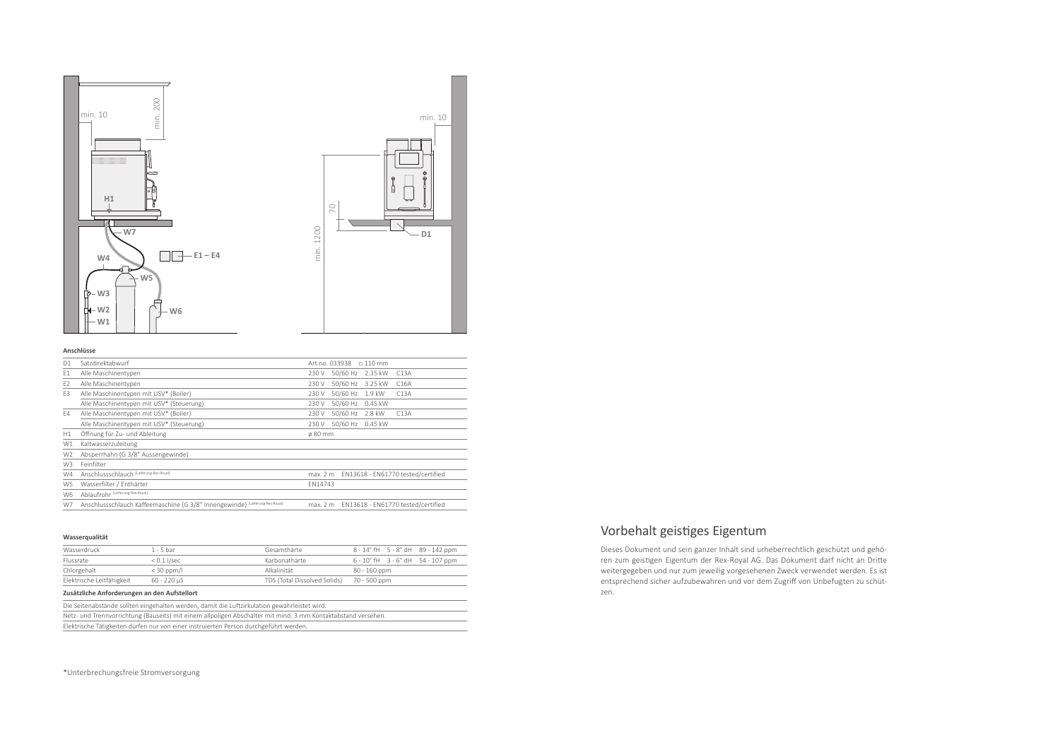**Anschlüsse**

| | | |
|---|---|---|
| D1 | Satzdirektabwurf | Art.no. 033938 □ 110 mm |
| E1 | Alle Maschinentypen | 230 V 50/60 Hz 2.35 kW C13A |
| E2 | Alle Maschinentypen | 230 V 50/60 Hz 3.25 kW C16A |
| E3 | Alle Maschinentypen mit USV* (Boiler) | 230 V 50/60 Hz 1.9 kW C13A |
| | Alle Maschinentypen mit USV* (Steuerung) | 230 V 50/60 Hz 0.45 kW |
| E4 | Alle Maschinentypen mit USV* (Boiler) | 230 V 50/60 Hz 2.8 kW C13A |
| | Alle Maschinentypen mit USV* (Steuerung) | 230 V 50/60 Hz 0.45 kW |
| H1 | Öffnung für Zu- und Ableitung | ø 80 mm |
| W1 | Kaltwasserzuleitung | |
| W2 | Absperrhahn (G 3/8" Aussengewinde) | |
| W3 | Feinfilter | |
| W4 | Anschlussschlauch (Lieferung Rex-Royal) | max. 2 m EN13618 - EN61770 tested/certified |
| W5 | Wasserfilter / Enthärter | EN14743 |
| W6 | Ablaufrohr (Lieferung Rex-Royal) | |
| W7 | Anschlussschlauch Kaffeemaschine (G 3/8" Innengewinde) (Lieferung Rex-Royal) | max. 2 m EN13618 - EN61770 tested/certified |

**Wasserqualität**

| | | | |
|---|---|---|---|
| Wasserdruck | 1 - 5 bar | Gesamthärte | 8 - 14° fH 5 - 8° dH 89 - 142 ppm |
| Flussrate | < 0.1 l/sec | Karbonathärte | 6 - 10° fH 3 - 6° dH 54 - 107 ppm |
| Chlorgehalt | < 30 ppm/l | Alkalinität | 80 - 160 ppm |
| Elektrische Leitfähigkeit | 60 - 220 µS | TDS (Total Dissolved Solids) | 70 - 500 ppm |

**Zusätzliche Anforderungen an den Aufstellort**

Die Seitenabstände sollten eingehalten werden, damit die Luftzirkulation gewährleistet wird.

Netz- und Trennvorrichtung (Bauseits) mit einem allpoligen Abschalter mit mind. 3 mm Kontaktabstand versehen.

Elektrische Tätigkeiten dürfen nur von einer instruierten Person durchgeführt werden.

*Unterbrechungsfreie Stromversorgung

## Vorbehalt geistiges Eigentum

Dieses Dokument und sein ganzer Inhalt sind urheberrechtlich geschützt und gehören zum geistigen Eigentum der Rex-Royal AG. Das Dokument darf nicht an Dritte weitergegeben und nur zum jeweilig vorgesehenen Zweck verwendet werden. Es ist entsprechend sicher aufzubewahren und vor dem Zugriff von Unbefugten zu schützen.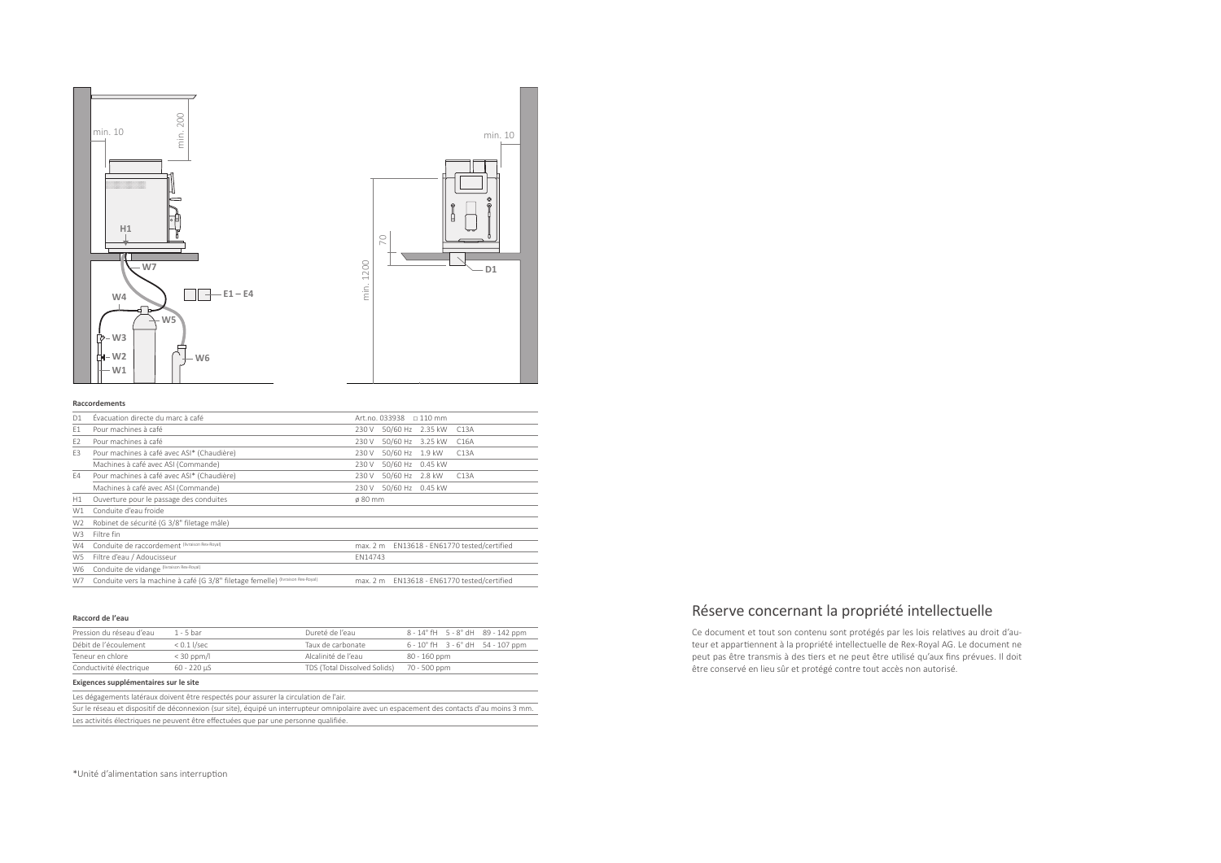min. 10

min. 200

H1

W7

W4

E1 – E4

W5

W3

W2

W1

W6

min. 10

70

min. 1200

D1

**Raccordements**

| | | |
|---|---|---|
| D1 | Évacuation directe du marc à café | Art.no. 033938 □ 110 mm |
| E1 | Pour machines à café | 230 V 50/60 Hz 2.35 kW C13A |
| E2 | Pour machines à café | 230 V 50/60 Hz 3.25 kW C16A |
| E3 | Pour machines à café avec ASI* (Chaudière) | 230 V 50/60 Hz 1.9 kW C13A |
| | Machines à café avec ASI (Commande) | 230 V 50/60 Hz 0.45 kW |
| E4 | Pour machines à café avec ASI* (Chaudière) | 230 V 50/60 Hz 2.8 kW C13A |
| | Machines à café avec ASI (Commande) | 230 V 50/60 Hz 0.45 kW |
| H1 | Ouverture pour le passage des conduites | ø 80 mm |
| W1 | Conduite d'eau froide | |
| W2 | Robinet de sécurité (G 3/8" filetage mâle) | |
| W3 | Filtre fin | |
| W4 | Conduite de raccordement (livraison Rex-Royal) | max. 2 m EN13618 - EN61770 tested/certified |
| W5 | Filtre d'eau / Adoucisseur | EN14743 |
| W6 | Conduite de vidange (livraison Rex-Royal) | |
| W7 | Conduite vers la machine à café (G 3/8" filetage femelle) (livraison Rex-Royal) | max. 2 m EN13618 - EN61770 tested/certified |

**Raccord de l'eau**

| | | | |
|---|---|---|---|
| Pression du réseau d'eau | 1 - 5 bar | Dureté de l'eau | 8 - 14° fH 5 - 8° dH 89 - 142 ppm |
| Débit de l'écoulement | < 0.1 l/sec | Taux de carbonate | 6 - 10° fH 3 - 6° dH 54 - 107 ppm |
| Teneur en chlore | < 30 ppm/l | Alcalinité de l'eau | 80 - 160 ppm |
| Conductivité électrique | 60 - 220 µS | TDS (Total Dissolved Solids) | 70 - 500 ppm |

**Exigences supplémentaires sur le site**

Les dégagements latéraux doivent être respectés pour assurer la circulation de l'air.

Sur le réseau et dispositif de déconnexion (sur site), équipé un interrupteur omnipolaire avec un espacement des contacts d'au moins 3 mm.

Les activités électriques ne peuvent être effectuées que par une personne qualifiée.

*Unité d'alimentation sans interruption

## Réserve concernant la propriété intellectuelle

Ce document et tout son contenu sont protégés par les lois relatives au droit d'auteur et appartiennent à la propriété intellectuelle de Rex-Royal AG. Le document ne peut pas être transmis à des tiers et ne peut être utilisé qu'aux fins prévues. Il doit être conservé en lieu sûr et protégé contre tout accès non autorisé.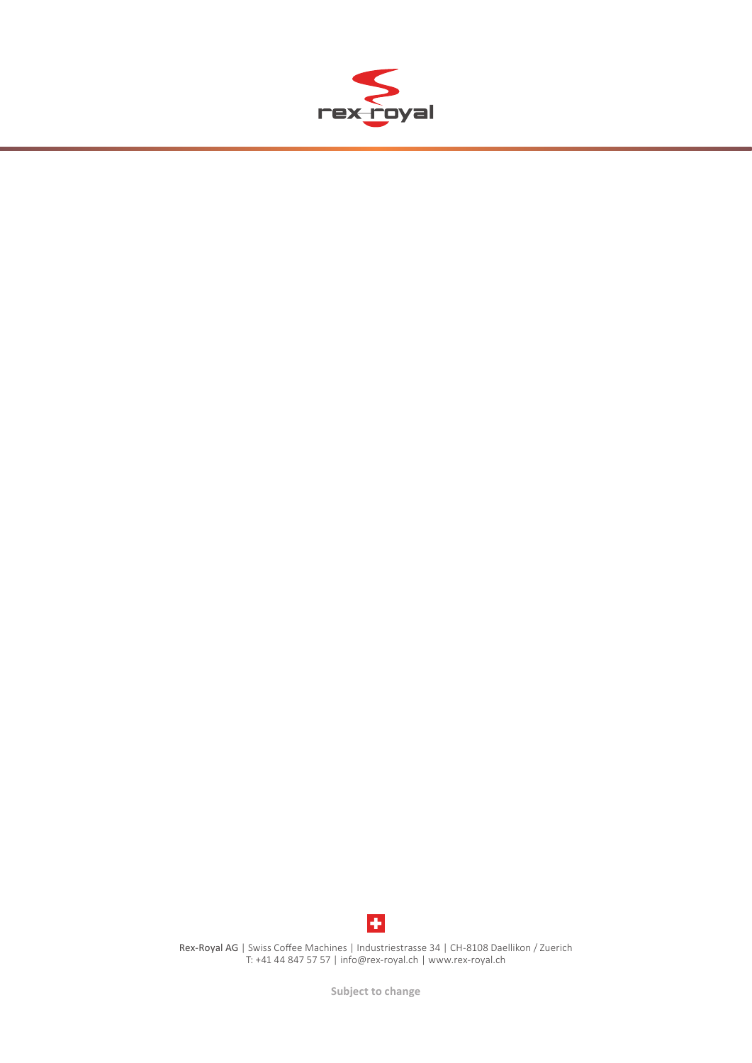Rex-Royal AG | Swiss Coffee Machines | Industriestrasse 34 | CH-8108 Daellikon / Zuerich
T: +41 44 847 57 57 | info@rex-royal.ch | www.rex-royal.ch

**Subject to change**